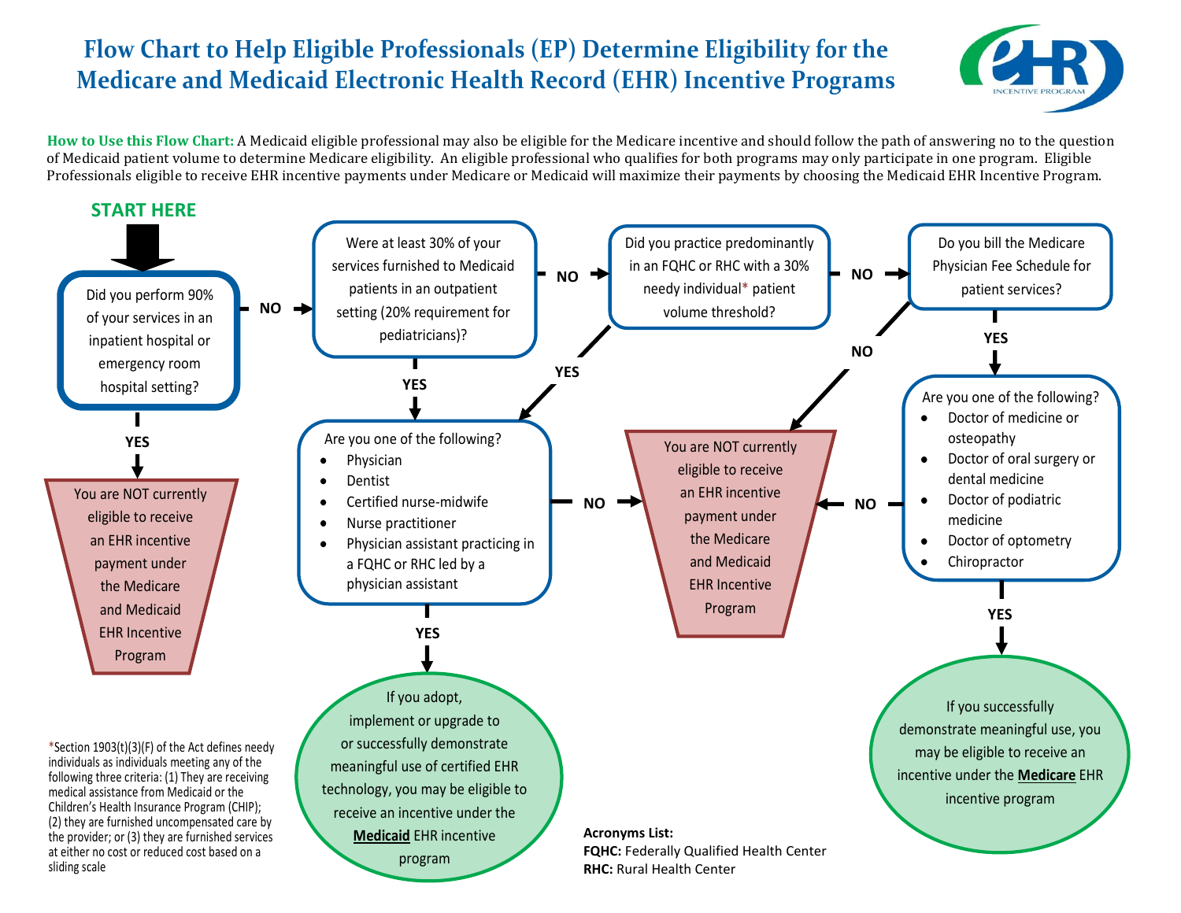# Flow Chart to Help Eligible Professionals (EP) Determine Eligibility for the Medicare and Medicaid Electronic Health Record (EHR) Incentive Programs

**How to Use this Flow Chart:** A Medicaid eligible professional may also be eligible for the Medicare incentive and should follow the path of answering no to the question of Medicaid patient volume to determine Medicare eligibility. An eligible professional who qualifies for both programs may only participate in one program. Eligible Professionals eligible to receive EHR incentive payments under Medicare or Medicaid will maximize their payments by choosing the Medicaid EHR Incentive Program.

**START HERE**

**Did you perform 90% of your services in an inpatient hospital or emergency room hospital setting?**

- **YES** → You are NOT currently eligible to receive an EHR incentive payment under the Medicare and Medicaid EHR Incentive Program
- **NO** → Were at least 30% of your services furnished to Medicaid patients in an outpatient setting (20% requirement for pediatricians)?

**Were at least 30% of your services furnished to Medicaid patients in an outpatient setting (20% requirement for pediatricians)?**

- **YES** → Are you one of the following? (Medicaid list)
- **NO** → Did you practice predominantly in an FQHC or RHC with a 30% needy individual* patient volume threshold?

**Did you practice predominantly in an FQHC or RHC with a 30% needy individual* patient volume threshold?**

- **YES** → Are you one of the following? (Medicaid list)
- **NO** → Do you bill the Medicare Physician Fee Schedule for patient services?

**Are you one of the following?**

- Physician
- Dentist
- Certified nurse-midwife
- Nurse practitioner
- Physician assistant practicing in a FQHC or RHC led by a physician assistant

- **YES** → If you adopt, implement or upgrade to or successfully demonstrate meaningful use of certified EHR technology, you may be eligible to receive an incentive under the **Medicaid** EHR incentive program
- **NO** → You are NOT currently eligible to receive an EHR incentive payment under the Medicare and Medicaid EHR Incentive Program

**Do you bill the Medicare Physician Fee Schedule for patient services?**

- **YES** → Are you one of the following? (Medicare list)
- **NO** → You are NOT currently eligible to receive an EHR incentive payment under the Medicare and Medicaid EHR Incentive Program

**Are you one of the following?**

- Doctor of medicine or osteopathy
- Doctor of oral surgery or dental medicine
- Doctor of podiatric medicine
- Doctor of optometry
- Chiropractor

- **YES** → If you successfully demonstrate meaningful use, you may be eligible to receive an incentive under the **Medicare** EHR incentive program
- **NO** → You are NOT currently eligible to receive an EHR incentive payment under the Medicare and Medicaid EHR Incentive Program

*Section 1903(t)(3)(F) of the Act defines needy individuals as individuals meeting any of the following three criteria: (1) They are receiving medical assistance from Medicaid or the Children's Health Insurance Program (CHIP); (2) they are furnished uncompensated care by the provider; or (3) they are furnished services at either no cost or reduced cost based on a sliding scale

**Acronyms List:**
**FQHC:** Federally Qualified Health Center
**RHC:** Rural Health Center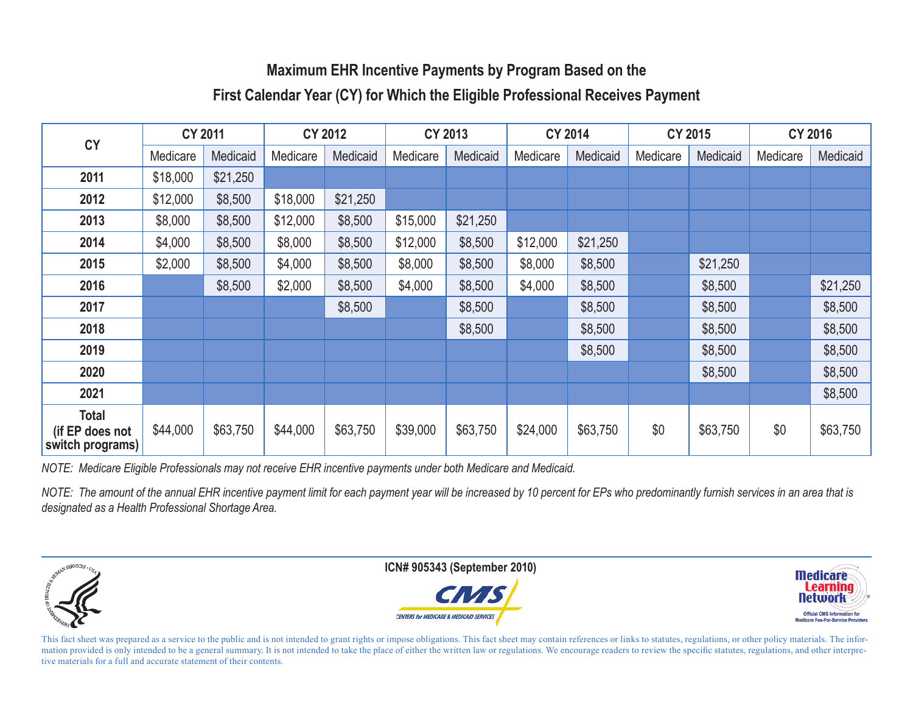## Maximum EHR Incentive Payments by Program Based on the First Calendar Year (CY) for Which the Eligible Professional Receives Payment

| CY | CY 2011 | | CY 2012 | | CY 2013 | | CY 2014 | | CY 2015 | | CY 2016 | |
|---|---|---|---|---|---|---|---|---|---|---|---|---|
| | Medicare | Medicaid | Medicare | Medicaid | Medicare | Medicaid | Medicare | Medicaid | Medicare | Medicaid | Medicare | Medicaid |
| **2011** | $18,000 | $21,250 | | | | | | | | | | |
| **2012** | $12,000 | $8,500 | $18,000 | $21,250 | | | | | | | | |
| **2013** | $8,000 | $8,500 | $12,000 | $8,500 | $15,000 | $21,250 | | | | | | |
| **2014** | $4,000 | $8,500 | $8,000 | $8,500 | $12,000 | $8,500 | $12,000 | $21,250 | | | | |
| **2015** | $2,000 | $8,500 | $4,000 | $8,500 | $8,000 | $8,500 | $8,000 | $8,500 | | $21,250 | | |
| **2016** | | $8,500 | $2,000 | $8,500 | $4,000 | $8,500 | $4,000 | $8,500 | | $8,500 | | $21,250 |
| **2017** | | | | $8,500 | | $8,500 | | $8,500 | | $8,500 | | $8,500 |
| **2018** | | | | | | $8,500 | | $8,500 | | $8,500 | | $8,500 |
| **2019** | | | | | | | | $8,500 | | $8,500 | | $8,500 |
| **2020** | | | | | | | | | | $8,500 | | $8,500 |
| **2021** | | | | | | | | | | | | $8,500 |
| **Total (if EP does not switch programs)** | $44,000 | $63,750 | $44,000 | $63,750 | $39,000 | $63,750 | $24,000 | $63,750 | $0 | $63,750 | $0 | $63,750 |

*NOTE: Medicare Eligible Professionals may not receive EHR incentive payments under both Medicare and Medicaid.*

*NOTE: The amount of the annual EHR incentive payment limit for each payment year will be increased by 10 percent for EPs who predominantly furnish services in an area that is designated as a Health Professional Shortage Area.*

**ICN# 905343 (September 2010)**

This fact sheet was prepared as a service to the public and is not intended to grant rights or impose obligations. This fact sheet may contain references or links to statutes, regulations, or other policy materials. The information provided is only intended to be a general summary. It is not intended to take the place of either the written law or regulations. We encourage readers to review the specific statutes, regulations, and other interpretive materials for a full and accurate statement of their contents.